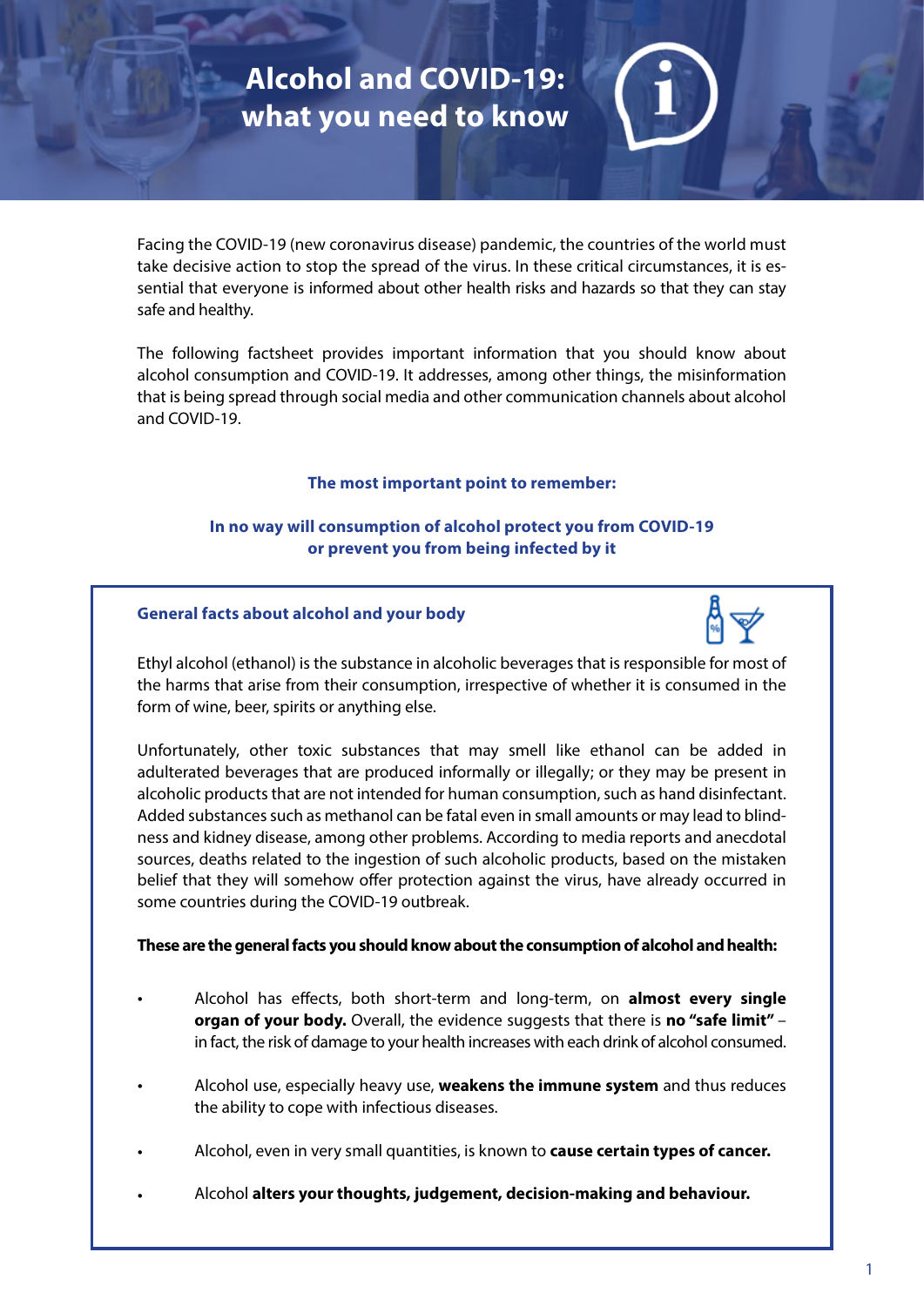# Alcohol and COVID-19: what you need to know

Facing the COVID-19 (new coronavirus disease) pandemic, the countries of the world must take decisive action to stop the spread of the virus. In these critical circumstances, it is essential that everyone is informed about other health risks and hazards so that they can stay safe and healthy.

The following factsheet provides important information that you should know about alcohol consumption and COVID-19. It addresses, among other things, the misinformation that is being spread through social media and other communication channels about alcohol and COVID-19.

**The most important point to remember:**

**In no way will consumption of alcohol protect you from COVID-19 or prevent you from being infected by it**

## General facts about alcohol and your body

Ethyl alcohol (ethanol) is the substance in alcoholic beverages that is responsible for most of the harms that arise from their consumption, irrespective of whether it is consumed in the form of wine, beer, spirits or anything else.

Unfortunately, other toxic substances that may smell like ethanol can be added in adulterated beverages that are produced informally or illegally; or they may be present in alcoholic products that are not intended for human consumption, such as hand disinfectant. Added substances such as methanol can be fatal even in small amounts or may lead to blindness and kidney disease, among other problems. According to media reports and anecdotal sources, deaths related to the ingestion of such alcoholic products, based on the mistaken belief that they will somehow offer protection against the virus, have already occurred in some countries during the COVID-19 outbreak.

**These are the general facts you should know about the consumption of alcohol and health:**

- Alcohol has effects, both short-term and long-term, on **almost every single organ of your body.** Overall, the evidence suggests that there is **no "safe limit"** – in fact, the risk of damage to your health increases with each drink of alcohol consumed.
- Alcohol use, especially heavy use, **weakens the immune system** and thus reduces the ability to cope with infectious diseases.
- Alcohol, even in very small quantities, is known to **cause certain types of cancer.**
- Alcohol **alters your thoughts, judgement, decision-making and behaviour.**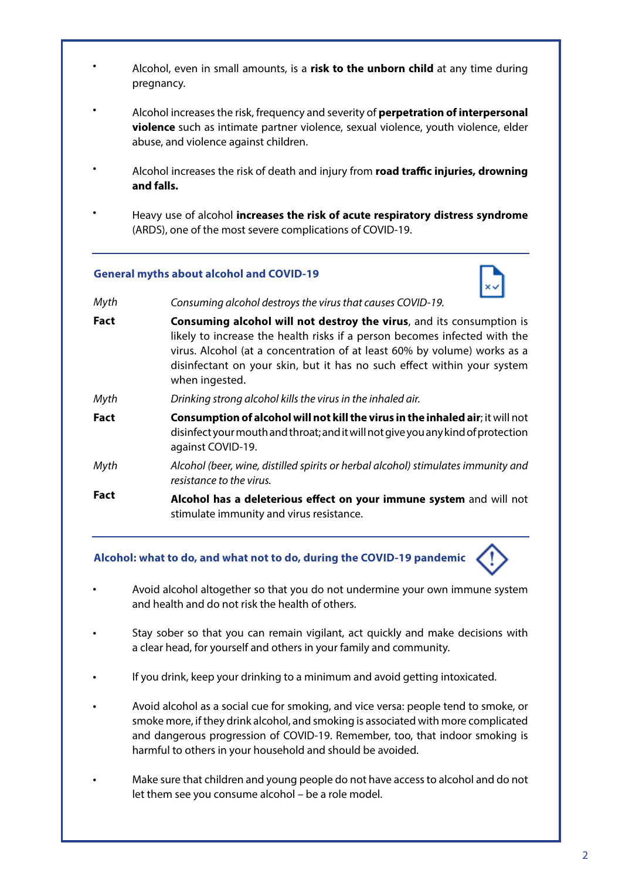- Alcohol, even in small amounts, is a **risk to the unborn child** at any time during pregnancy.
- Alcohol increases the risk, frequency and severity of **perpetration of interpersonal violence** such as intimate partner violence, sexual violence, youth violence, elder abuse, and violence against children.
- Alcohol increases the risk of death and injury from **road traffic injuries, drowning and falls.**
- Heavy use of alcohol **increases the risk of acute respiratory distress syndrome** (ARDS), one of the most severe complications of COVID-19.

## General myths about alcohol and COVID-19

*Myth* — *Consuming alcohol destroys the virus that causes COVID-19.*

**Fact** — **Consuming alcohol will not destroy the virus**, and its consumption is likely to increase the health risks if a person becomes infected with the virus. Alcohol (at a concentration of at least 60% by volume) works as a disinfectant on your skin, but it has no such effect within your system when ingested.

*Myth* — *Drinking strong alcohol kills the virus in the inhaled air.*

**Fact** — **Consumption of alcohol will not kill the virus in the inhaled air**; it will not disinfect your mouth and throat; and it will not give you any kind of protection against COVID-19.

*Myth* — *Alcohol (beer, wine, distilled spirits or herbal alcohol) stimulates immunity and resistance to the virus.*

**Fact** — **Alcohol has a deleterious effect on your immune system** and will not stimulate immunity and virus resistance.

## Alcohol: what to do, and what not to do, during the COVID-19 pandemic

- Avoid alcohol altogether so that you do not undermine your own immune system and health and do not risk the health of others.
- Stay sober so that you can remain vigilant, act quickly and make decisions with a clear head, for yourself and others in your family and community.
- If you drink, keep your drinking to a minimum and avoid getting intoxicated.
- Avoid alcohol as a social cue for smoking, and vice versa: people tend to smoke, or smoke more, if they drink alcohol, and smoking is associated with more complicated and dangerous progression of COVID-19. Remember, too, that indoor smoking is harmful to others in your household and should be avoided.
- Make sure that children and young people do not have access to alcohol and do not let them see you consume alcohol – be a role model.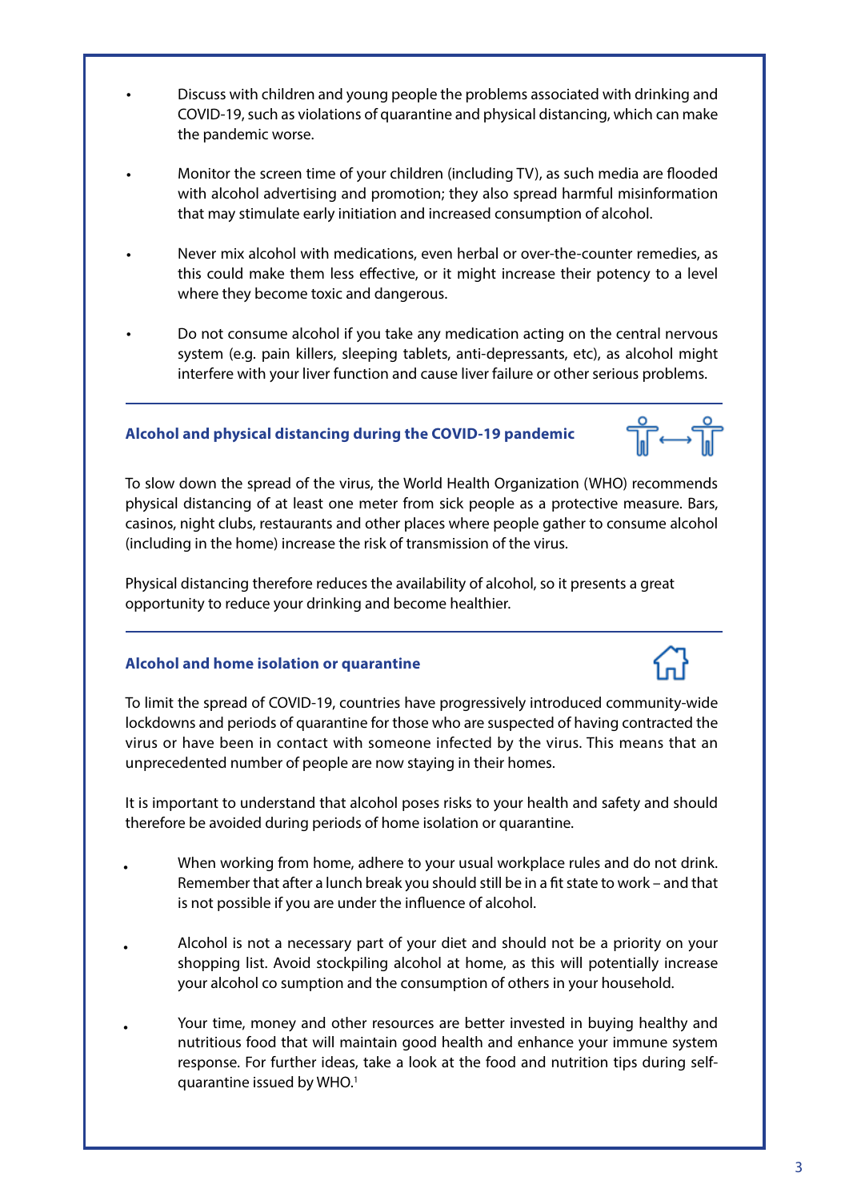- Discuss with children and young people the problems associated with drinking and COVID-19, such as violations of quarantine and physical distancing, which can make the pandemic worse.
- Monitor the screen time of your children (including TV), as such media are flooded with alcohol advertising and promotion; they also spread harmful misinformation that may stimulate early initiation and increased consumption of alcohol.
- Never mix alcohol with medications, even herbal or over-the-counter remedies, as this could make them less effective, or it might increase their potency to a level where they become toxic and dangerous.
- Do not consume alcohol if you take any medication acting on the central nervous system (e.g. pain killers, sleeping tablets, anti-depressants, etc), as alcohol might interfere with your liver function and cause liver failure or other serious problems.

### Alcohol and physical distancing during the COVID-19 pandemic

To slow down the spread of the virus, the World Health Organization (WHO) recommends physical distancing of at least one meter from sick people as a protective measure. Bars, casinos, night clubs, restaurants and other places where people gather to consume alcohol (including in the home) increase the risk of transmission of the virus.

Physical distancing therefore reduces the availability of alcohol, so it presents a great opportunity to reduce your drinking and become healthier.

### Alcohol and home isolation or quarantine

To limit the spread of COVID-19, countries have progressively introduced community-wide lockdowns and periods of quarantine for those who are suspected of having contracted the virus or have been in contact with someone infected by the virus. This means that an unprecedented number of people are now staying in their homes.

It is important to understand that alcohol poses risks to your health and safety and should therefore be avoided during periods of home isolation or quarantine.

- When working from home, adhere to your usual workplace rules and do not drink. Remember that after a lunch break you should still be in a fit state to work – and that is not possible if you are under the influence of alcohol.
- Alcohol is not a necessary part of your diet and should not be a priority on your shopping list. Avoid stockpiling alcohol at home, as this will potentially increase your alcohol co sumption and the consumption of others in your household.
- Your time, money and other resources are better invested in buying healthy and nutritious food that will maintain good health and enhance your immune system response. For further ideas, take a look at the food and nutrition tips during self-quarantine issued by WHO.[1]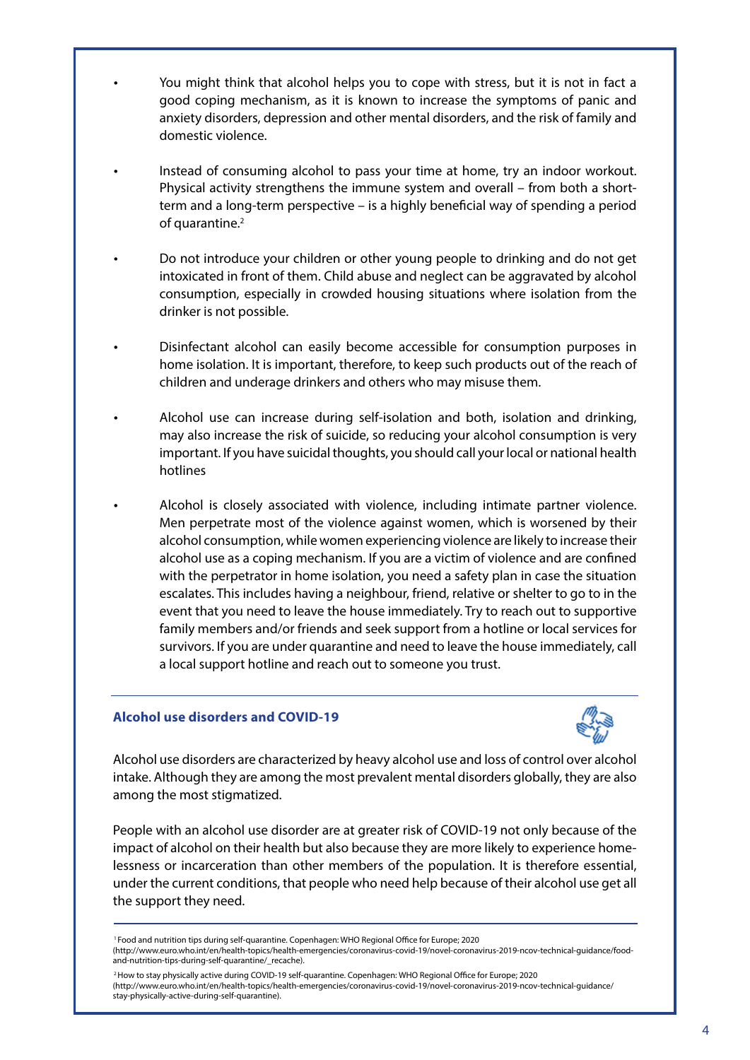- You might think that alcohol helps you to cope with stress, but it is not in fact a good coping mechanism, as it is known to increase the symptoms of panic and anxiety disorders, depression and other mental disorders, and the risk of family and domestic violence.

- Instead of consuming alcohol to pass your time at home, try an indoor workout. Physical activity strengthens the immune system and overall – from both a short-term and a long-term perspective – is a highly beneficial way of spending a period of quarantine.[2]

- Do not introduce your children or other young people to drinking and do not get intoxicated in front of them. Child abuse and neglect can be aggravated by alcohol consumption, especially in crowded housing situations where isolation from the drinker is not possible.

- Disinfectant alcohol can easily become accessible for consumption purposes in home isolation. It is important, therefore, to keep such products out of the reach of children and underage drinkers and others who may misuse them.

- Alcohol use can increase during self-isolation and both, isolation and drinking, may also increase the risk of suicide, so reducing your alcohol consumption is very important. If you have suicidal thoughts, you should call your local or national health hotlines

- Alcohol is closely associated with violence, including intimate partner violence. Men perpetrate most of the violence against women, which is worsened by their alcohol consumption, while women experiencing violence are likely to increase their alcohol use as a coping mechanism. If you are a victim of violence and are confined with the perpetrator in home isolation, you need a safety plan in case the situation escalates. This includes having a neighbour, friend, relative or shelter to go to in the event that you need to leave the house immediately. Try to reach out to supportive family members and/or friends and seek support from a hotline or local services for survivors. If you are under quarantine and need to leave the house immediately, call a local support hotline and reach out to someone you trust.

## Alcohol use disorders and COVID-19

Alcohol use disorders are characterized by heavy alcohol use and loss of control over alcohol intake. Although they are among the most prevalent mental disorders globally, they are also among the most stigmatized.

People with an alcohol use disorder are at greater risk of COVID-19 not only because of the impact of alcohol on their health but also because they are more likely to experience homelessness or incarceration than other members of the population. It is therefore essential, under the current conditions, that people who need help because of their alcohol use get all the support they need.

---

[1] Food and nutrition tips during self-quarantine. Copenhagen: WHO Regional Office for Europe; 2020 (http://www.euro.who.int/en/health-topics/health-emergencies/coronavirus-covid-19/novel-coronavirus-2019-ncov-technical-guidance/food-and-nutrition-tips-during-self-quarantine/_recache).

[2] How to stay physically active during COVID-19 self-quarantine. Copenhagen: WHO Regional Office for Europe; 2020 (http://www.euro.who.int/en/health-topics/health-emergencies/coronavirus-covid-19/novel-coronavirus-2019-ncov-technical-guidance/stay-physically-active-during-self-quarantine).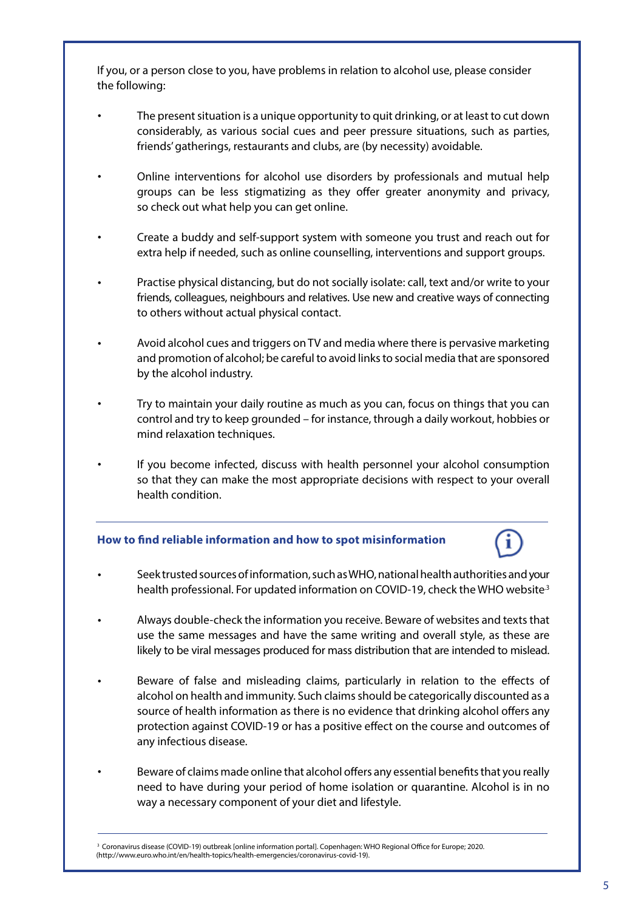If you, or a person close to you, have problems in relation to alcohol use, please consider the following:

- The present situation is a unique opportunity to quit drinking, or at least to cut down considerably, as various social cues and peer pressure situations, such as parties, friends' gatherings, restaurants and clubs, are (by necessity) avoidable.
- Online interventions for alcohol use disorders by professionals and mutual help groups can be less stigmatizing as they offer greater anonymity and privacy, so check out what help you can get online.
- Create a buddy and self-support system with someone you trust and reach out for extra help if needed, such as online counselling, interventions and support groups.
- Practise physical distancing, but do not socially isolate: call, text and/or write to your friends, colleagues, neighbours and relatives. Use new and creative ways of connecting to others without actual physical contact.
- Avoid alcohol cues and triggers on TV and media where there is pervasive marketing and promotion of alcohol; be careful to avoid links to social media that are sponsored by the alcohol industry.
- Try to maintain your daily routine as much as you can, focus on things that you can control and try to keep grounded – for instance, through a daily workout, hobbies or mind relaxation techniques.
- If you become infected, discuss with health personnel your alcohol consumption so that they can make the most appropriate decisions with respect to your overall health condition.

---

### How to find reliable information and how to spot misinformation

- Seek trusted sources of information, such as WHO, national health authorities and your health professional. For updated information on COVID-19, check the WHO website[3]
- Always double-check the information you receive. Beware of websites and texts that use the same messages and have the same writing and overall style, as these are likely to be viral messages produced for mass distribution that are intended to mislead.
- Beware of false and misleading claims, particularly in relation to the effects of alcohol on health and immunity. Such claims should be categorically discounted as a source of health information as there is no evidence that drinking alcohol offers any protection against COVID-19 or has a positive effect on the course and outcomes of any infectious disease.
- Beware of claims made online that alcohol offers any essential benefits that you really need to have during your period of home isolation or quarantine. Alcohol is in no way a necessary component of your diet and lifestyle.

---

[3] Coronavirus disease (COVID-19) outbreak [online information portal]. Copenhagen: WHO Regional Office for Europe; 2020. (http://www.euro.who.int/en/health-topics/health-emergencies/coronavirus-covid-19).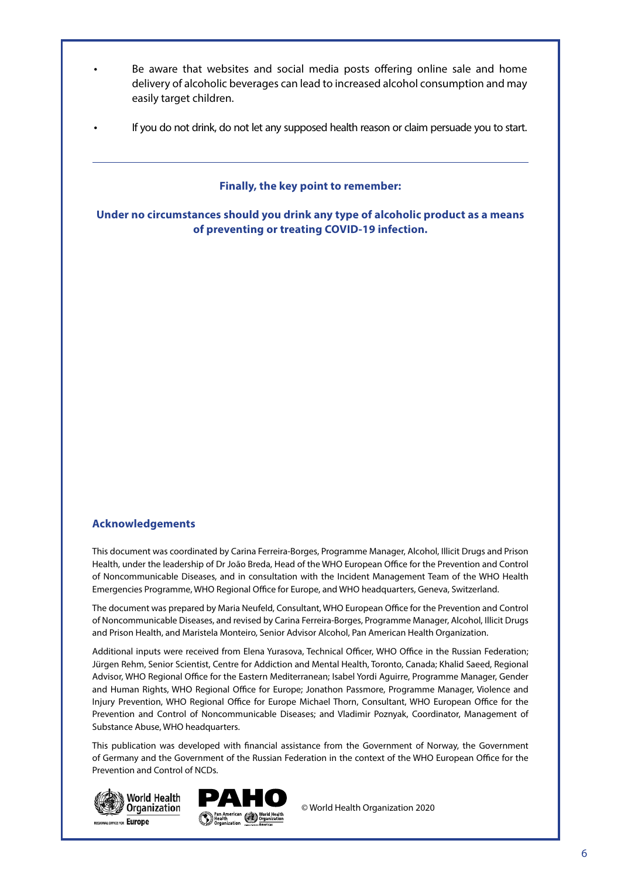- Be aware that websites and social media posts offering online sale and home delivery of alcoholic beverages can lead to increased alcohol consumption and may easily target children.
- If you do not drink, do not let any supposed health reason or claim persuade you to start.

---

**Finally, the key point to remember:**

**Under no circumstances should you drink any type of alcoholic product as a means of preventing or treating COVID-19 infection.**

## Acknowledgements

This document was coordinated by Carina Ferreira-Borges, Programme Manager, Alcohol, Illicit Drugs and Prison Health, under the leadership of Dr João Breda, Head of the WHO European Office for the Prevention and Control of Noncommunicable Diseases, and in consultation with the Incident Management Team of the WHO Health Emergencies Programme, WHO Regional Office for Europe, and WHO headquarters, Geneva, Switzerland.

The document was prepared by Maria Neufeld, Consultant, WHO European Office for the Prevention and Control of Noncommunicable Diseases, and revised by Carina Ferreira-Borges, Programme Manager, Alcohol, Illicit Drugs and Prison Health, and Maristela Monteiro, Senior Advisor Alcohol, Pan American Health Organization.

Additional inputs were received from Elena Yurasova, Technical Officer, WHO Office in the Russian Federation; Jürgen Rehm, Senior Scientist, Centre for Addiction and Mental Health, Toronto, Canada; Khalid Saeed, Regional Advisor, WHO Regional Office for the Eastern Mediterranean; Isabel Yordi Aguirre, Programme Manager, Gender and Human Rights, WHO Regional Office for Europe; Jonathon Passmore, Programme Manager, Violence and Injury Prevention, WHO Regional Office for Europe Michael Thorn, Consultant, WHO European Office for the Prevention and Control of Noncommunicable Diseases; and Vladimir Poznyak, Coordinator, Management of Substance Abuse, WHO headquarters.

This publication was developed with financial assistance from the Government of Norway, the Government of Germany and the Government of the Russian Federation in the context of the WHO European Office for the Prevention and Control of NCDs.

World Health Organization Regional Office for Europe

PAHO Pan American Health Organization World Health Organization Americas

© World Health Organization 2020